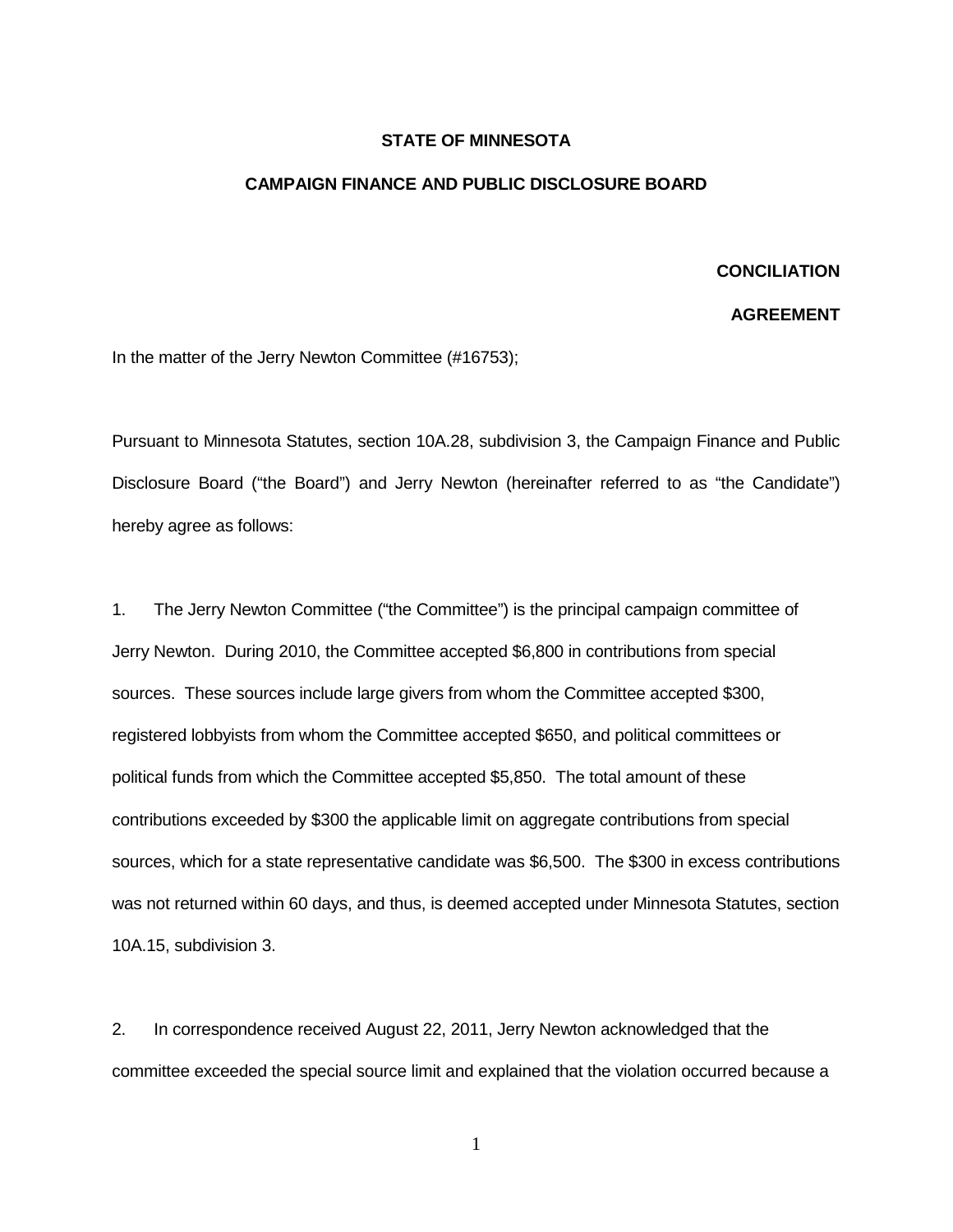**STATE OF MINNESOTA**

**CAMPAIGN FINANCE AND PUBLIC DISCLOSURE BOARD**

**CONCILIATION**

**AGREEMENT**

In the matter of the Jerry Newton Committee (#16753);

Pursuant to Minnesota Statutes, section 10A.28, subdivision 3, the Campaign Finance and Public Disclosure Board ("the Board") and Jerry Newton (hereinafter referred to as "the Candidate") hereby agree as follows:

1. The Jerry Newton Committee ("the Committee") is the principal campaign committee of Jerry Newton. During 2010, the Committee accepted $6,800 in contributions from special sources. These sources include large givers from whom the Committee accepted $300, registered lobbyists from whom the Committee accepted $650, and political committees or political funds from which the Committee accepted $5,850. The total amount of these contributions exceeded by $300 the applicable limit on aggregate contributions from special sources, which for a state representative candidate was $6,500. The $300 in excess contributions was not returned within 60 days, and thus, is deemed accepted under Minnesota Statutes, section 10A.15, subdivision 3.

2. In correspondence received August 22, 2011, Jerry Newton acknowledged that the committee exceeded the special source limit and explained that the violation occurred because a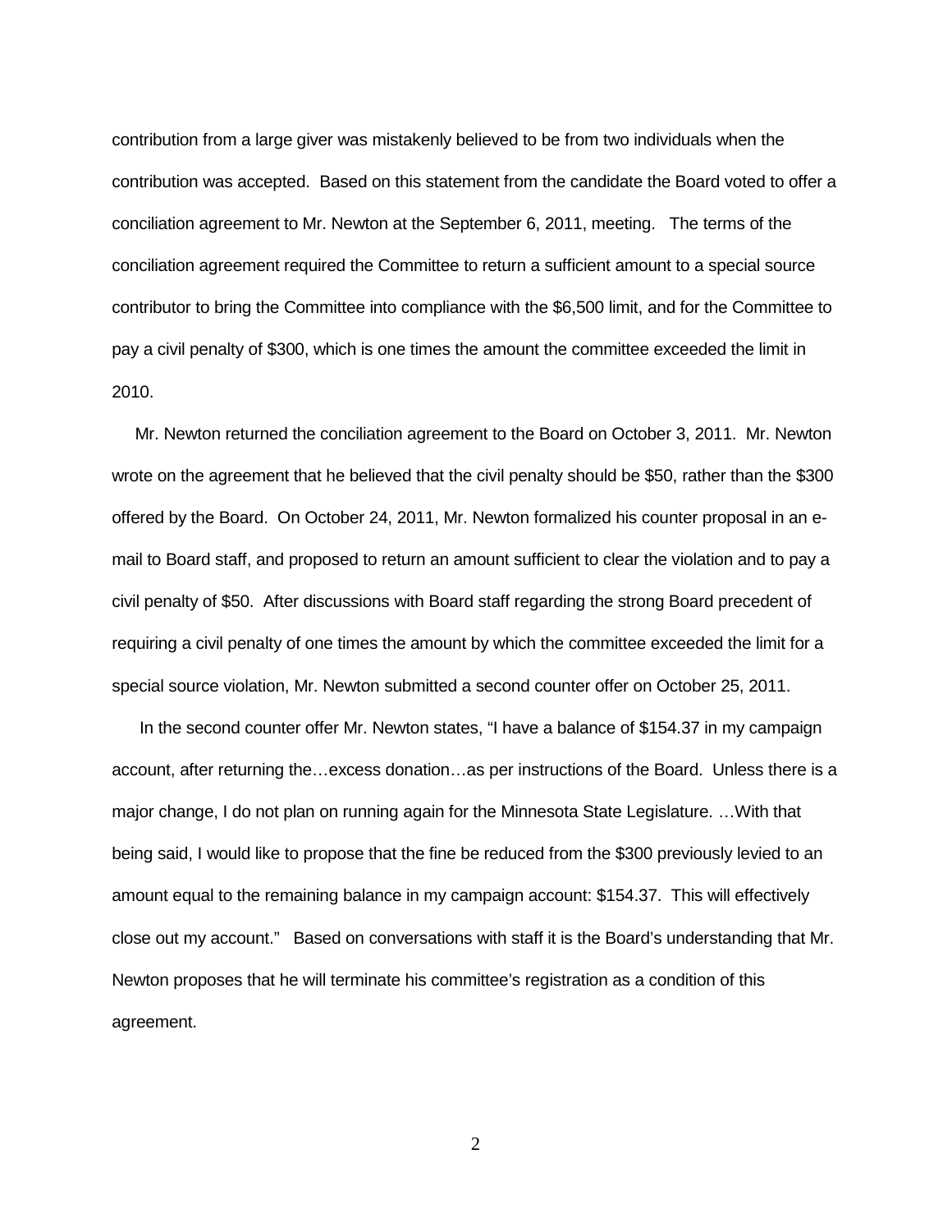contribution from a large giver was mistakenly believed to be from two individuals when the contribution was accepted. Based on this statement from the candidate the Board voted to offer a conciliation agreement to Mr. Newton at the September 6, 2011, meeting. The terms of the conciliation agreement required the Committee to return a sufficient amount to a special source contributor to bring the Committee into compliance with the $6,500 limit, and for the Committee to pay a civil penalty of $300, which is one times the amount the committee exceeded the limit in 2010.

Mr. Newton returned the conciliation agreement to the Board on October 3, 2011. Mr. Newton wrote on the agreement that he believed that the civil penalty should be $50, rather than the $300 offered by the Board. On October 24, 2011, Mr. Newton formalized his counter proposal in an e-mail to Board staff, and proposed to return an amount sufficient to clear the violation and to pay a civil penalty of $50. After discussions with Board staff regarding the strong Board precedent of requiring a civil penalty of one times the amount by which the committee exceeded the limit for a special source violation, Mr. Newton submitted a second counter offer on October 25, 2011.

In the second counter offer Mr. Newton states, "I have a balance of $154.37 in my campaign account, after returning the…excess donation…as per instructions of the Board. Unless there is a major change, I do not plan on running again for the Minnesota State Legislature. …With that being said, I would like to propose that the fine be reduced from the $300 previously levied to an amount equal to the remaining balance in my campaign account: $154.37. This will effectively close out my account." Based on conversations with staff it is the Board's understanding that Mr. Newton proposes that he will terminate his committee's registration as a condition of this agreement.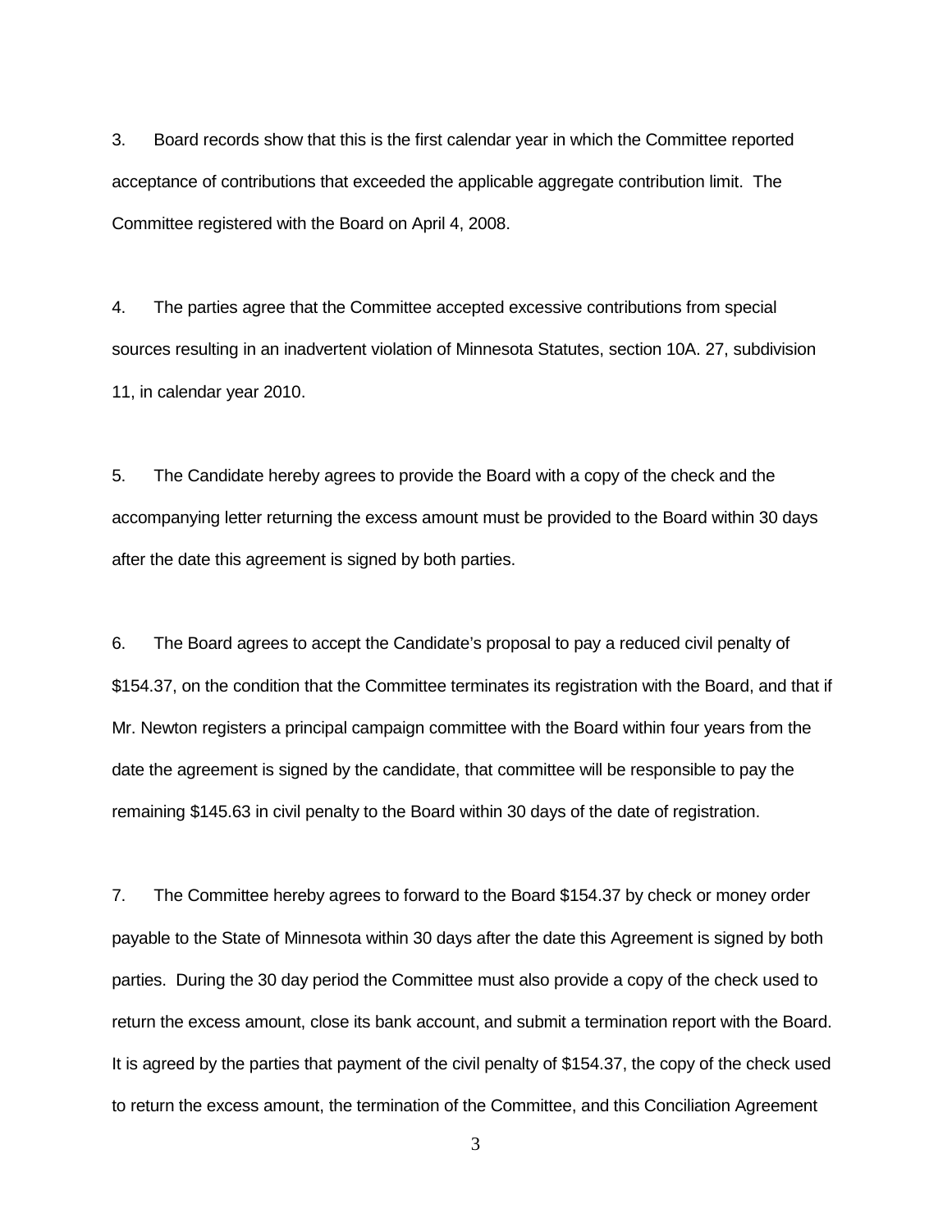3. Board records show that this is the first calendar year in which the Committee reported acceptance of contributions that exceeded the applicable aggregate contribution limit. The Committee registered with the Board on April 4, 2008.

4. The parties agree that the Committee accepted excessive contributions from special sources resulting in an inadvertent violation of Minnesota Statutes, section 10A. 27, subdivision 11, in calendar year 2010.

5. The Candidate hereby agrees to provide the Board with a copy of the check and the accompanying letter returning the excess amount must be provided to the Board within 30 days after the date this agreement is signed by both parties.

6. The Board agrees to accept the Candidate's proposal to pay a reduced civil penalty of $154.37, on the condition that the Committee terminates its registration with the Board, and that if Mr. Newton registers a principal campaign committee with the Board within four years from the date the agreement is signed by the candidate, that committee will be responsible to pay the remaining $145.63 in civil penalty to the Board within 30 days of the date of registration.

7. The Committee hereby agrees to forward to the Board $154.37 by check or money order payable to the State of Minnesota within 30 days after the date this Agreement is signed by both parties. During the 30 day period the Committee must also provide a copy of the check used to return the excess amount, close its bank account, and submit a termination report with the Board. It is agreed by the parties that payment of the civil penalty of $154.37, the copy of the check used to return the excess amount, the termination of the Committee, and this Conciliation Agreement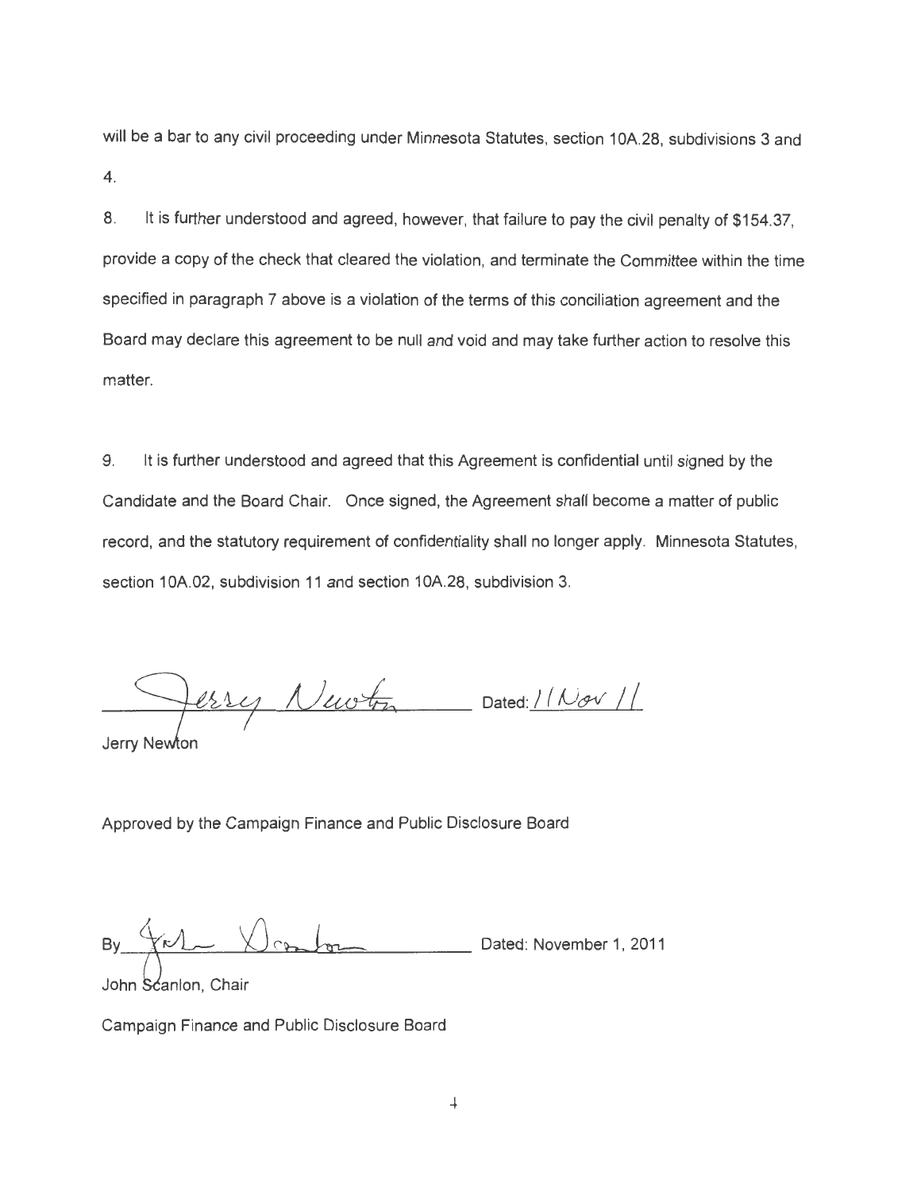will be a bar to any civil proceeding under Minnesota Statutes, section 10A.28, subdivisions 3 and 4.

8. It is further understood and agreed, however, that failure to pay the civil penalty of $154.37, provide a copy of the check that cleared the violation, and terminate the Committee within the time specified in paragraph 7 above is a violation of the terms of this conciliation agreement and the Board may declare this agreement to be null and void and may take further action to resolve this matter.

9. It is further understood and agreed that this Agreement is confidential until signed by the Candidate and the Board Chair. Once signed, the Agreement shall become a matter of public record, and the statutory requirement of confidentiality shall no longer apply. Minnesota Statutes, section 10A.02, subdivision 11 and section 10A.28, subdivision 3.

Jerry Newton Dated: 11 Nov 11

Jerry Newton

Approved by the Campaign Finance and Public Disclosure Board

By John Scanlon Dated: November 1, 2011

John Scanlon, Chair

Campaign Finance and Public Disclosure Board